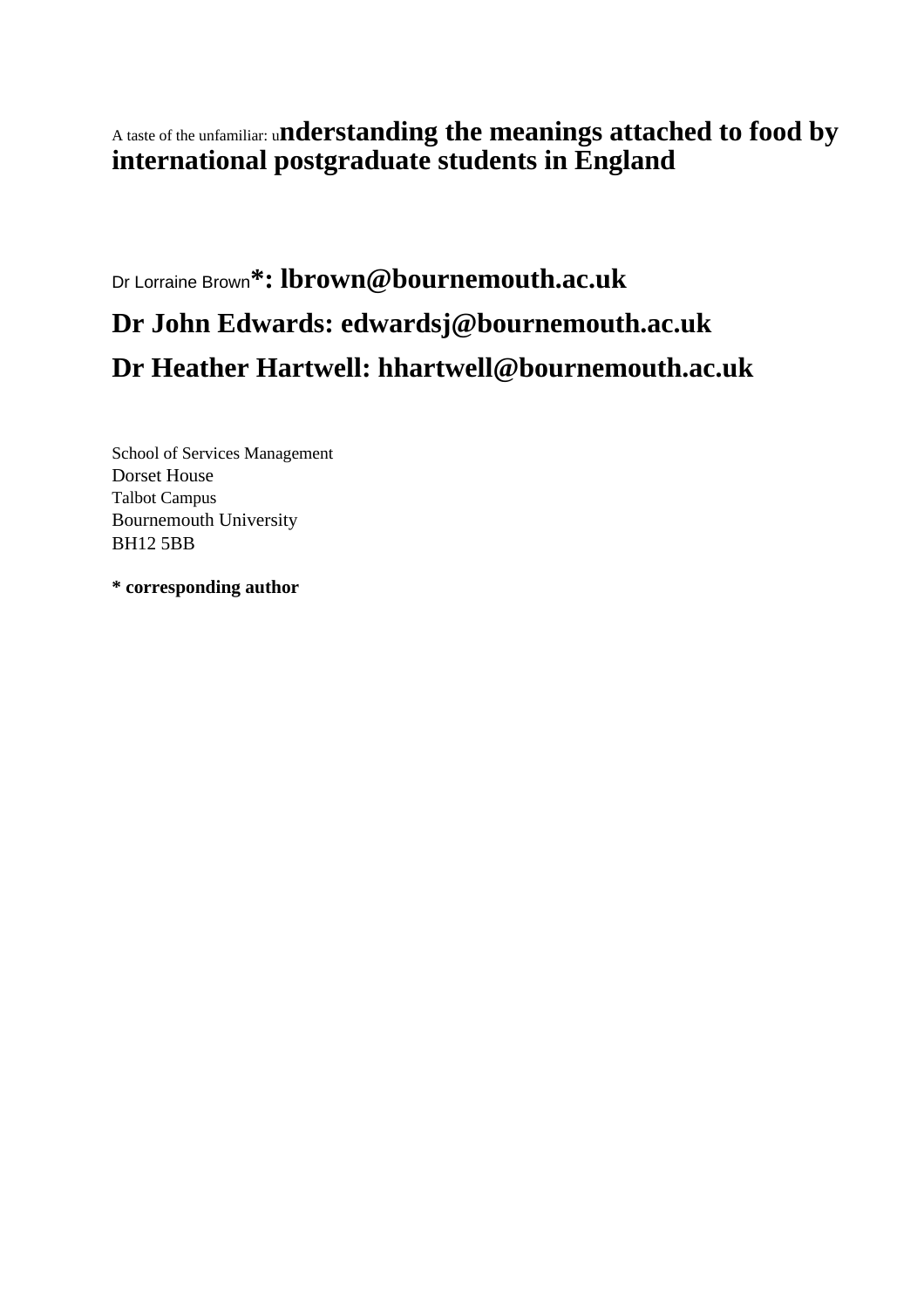# A taste of the unfamiliar: understanding the meanings attached to food by international postgraduate students in England

**Dr Lorraine Brown*: lbrown@bournemouth.ac.uk**

**Dr John Edwards: edwardsj@bournemouth.ac.uk**

**Dr Heather Hartwell: hhartwell@bournemouth.ac.uk**

School of Services Management
Dorset House
Talbot Campus
Bournemouth University
BH12 5BB

**\* corresponding author**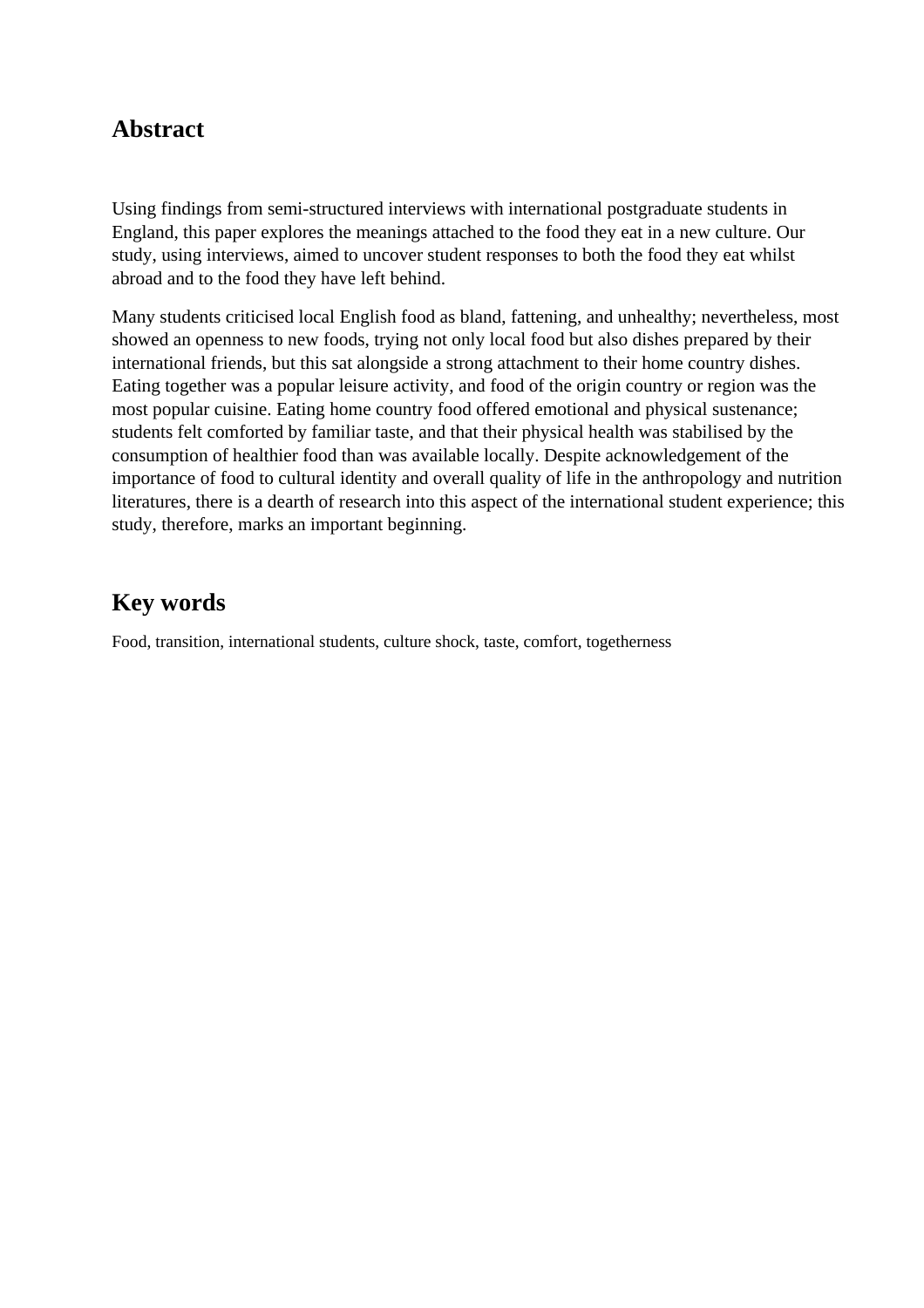## Abstract

Using findings from semi-structured interviews with international postgraduate students in England, this paper explores the meanings attached to the food they eat in a new culture. Our study, using interviews, aimed to uncover student responses to both the food they eat whilst abroad and to the food they have left behind.

Many students criticised local English food as bland, fattening, and unhealthy; nevertheless, most showed an openness to new foods, trying not only local food but also dishes prepared by their international friends, but this sat alongside a strong attachment to their home country dishes. Eating together was a popular leisure activity, and food of the origin country or region was the most popular cuisine. Eating home country food offered emotional and physical sustenance; students felt comforted by familiar taste, and that their physical health was stabilised by the consumption of healthier food than was available locally. Despite acknowledgement of the importance of food to cultural identity and overall quality of life in the anthropology and nutrition literatures, there is a dearth of research into this aspect of the international student experience; this study, therefore, marks an important beginning.

## Key words

Food, transition, international students, culture shock, taste, comfort, togetherness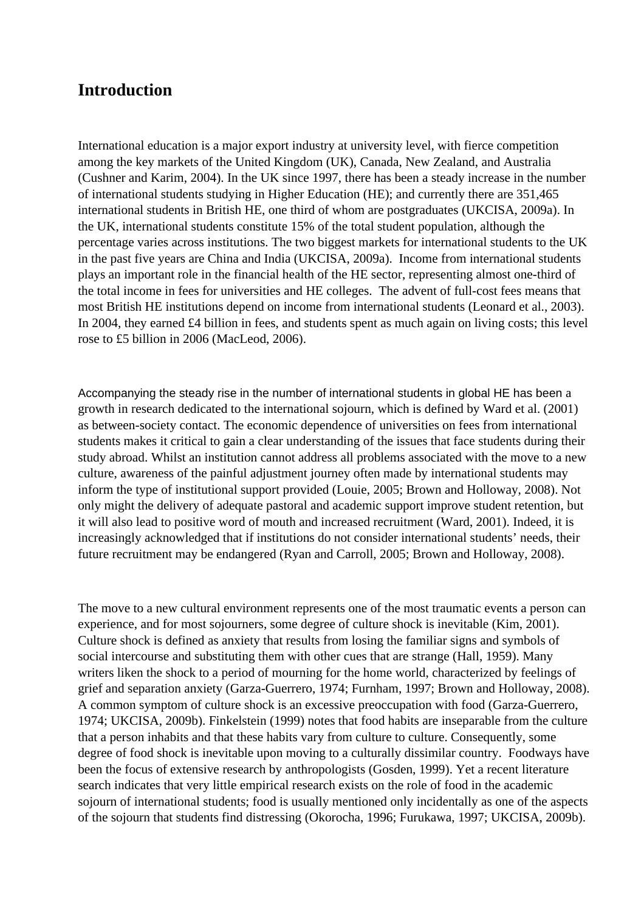# Introduction

International education is a major export industry at university level, with fierce competition among the key markets of the United Kingdom (UK), Canada, New Zealand, and Australia (Cushner and Karim, 2004). In the UK since 1997, there has been a steady increase in the number of international students studying in Higher Education (HE); and currently there are 351,465 international students in British HE, one third of whom are postgraduates (UKCISA, 2009a). In the UK, international students constitute 15% of the total student population, although the percentage varies across institutions. The two biggest markets for international students to the UK in the past five years are China and India (UKCISA, 2009a). Income from international students plays an important role in the financial health of the HE sector, representing almost one-third of the total income in fees for universities and HE colleges. The advent of full-cost fees means that most British HE institutions depend on income from international students (Leonard et al., 2003). In 2004, they earned £4 billion in fees, and students spent as much again on living costs; this level rose to £5 billion in 2006 (MacLeod, 2006).

Accompanying the steady rise in the number of international students in global HE has been a growth in research dedicated to the international sojourn, which is defined by Ward et al. (2001) as between-society contact. The economic dependence of universities on fees from international students makes it critical to gain a clear understanding of the issues that face students during their study abroad. Whilst an institution cannot address all problems associated with the move to a new culture, awareness of the painful adjustment journey often made by international students may inform the type of institutional support provided (Louie, 2005; Brown and Holloway, 2008). Not only might the delivery of adequate pastoral and academic support improve student retention, but it will also lead to positive word of mouth and increased recruitment (Ward, 2001). Indeed, it is increasingly acknowledged that if institutions do not consider international students' needs, their future recruitment may be endangered (Ryan and Carroll, 2005; Brown and Holloway, 2008).

The move to a new cultural environment represents one of the most traumatic events a person can experience, and for most sojourners, some degree of culture shock is inevitable (Kim, 2001). Culture shock is defined as anxiety that results from losing the familiar signs and symbols of social intercourse and substituting them with other cues that are strange (Hall, 1959). Many writers liken the shock to a period of mourning for the home world, characterized by feelings of grief and separation anxiety (Garza-Guerrero, 1974; Furnham, 1997; Brown and Holloway, 2008). A common symptom of culture shock is an excessive preoccupation with food (Garza-Guerrero, 1974; UKCISA, 2009b). Finkelstein (1999) notes that food habits are inseparable from the culture that a person inhabits and that these habits vary from culture to culture. Consequently, some degree of food shock is inevitable upon moving to a culturally dissimilar country. Foodways have been the focus of extensive research by anthropologists (Gosden, 1999). Yet a recent literature search indicates that very little empirical research exists on the role of food in the academic sojourn of international students; food is usually mentioned only incidentally as one of the aspects of the sojourn that students find distressing (Okorocha, 1996; Furukawa, 1997; UKCISA, 2009b).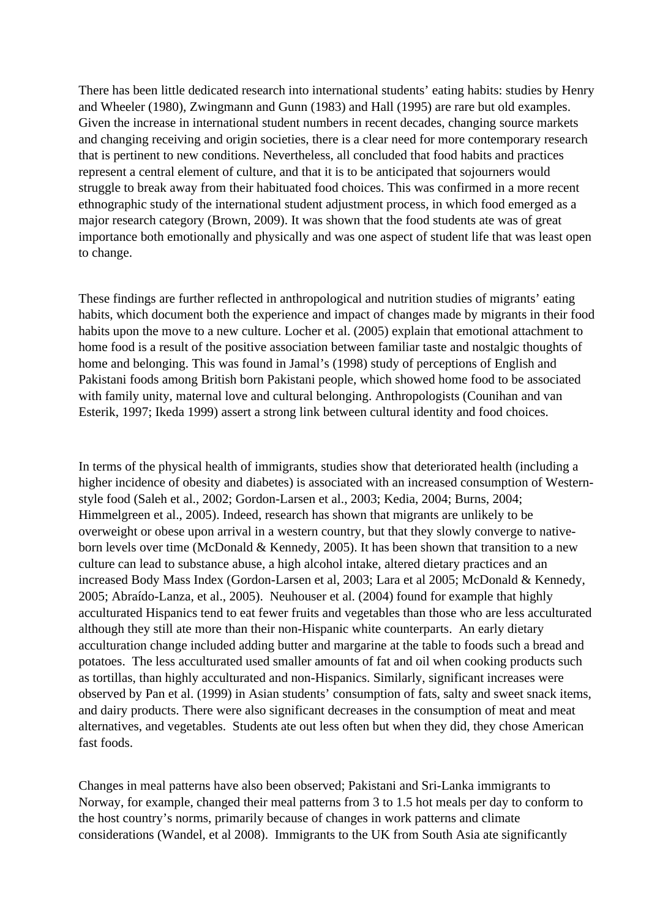There has been little dedicated research into international students' eating habits: studies by Henry and Wheeler (1980), Zwingmann and Gunn (1983) and Hall (1995) are rare but old examples. Given the increase in international student numbers in recent decades, changing source markets and changing receiving and origin societies, there is a clear need for more contemporary research that is pertinent to new conditions. Nevertheless, all concluded that food habits and practices represent a central element of culture, and that it is to be anticipated that sojourners would struggle to break away from their habituated food choices. This was confirmed in a more recent ethnographic study of the international student adjustment process, in which food emerged as a major research category (Brown, 2009). It was shown that the food students ate was of great importance both emotionally and physically and was one aspect of student life that was least open to change.

These findings are further reflected in anthropological and nutrition studies of migrants' eating habits, which document both the experience and impact of changes made by migrants in their food habits upon the move to a new culture. Locher et al. (2005) explain that emotional attachment to home food is a result of the positive association between familiar taste and nostalgic thoughts of home and belonging. This was found in Jamal's (1998) study of perceptions of English and Pakistani foods among British born Pakistani people, which showed home food to be associated with family unity, maternal love and cultural belonging. Anthropologists (Counihan and van Esterik, 1997; Ikeda 1999) assert a strong link between cultural identity and food choices.

In terms of the physical health of immigrants, studies show that deteriorated health (including a higher incidence of obesity and diabetes) is associated with an increased consumption of Western-style food (Saleh et al., 2002; Gordon-Larsen et al., 2003; Kedia, 2004; Burns, 2004; Himmelgreen et al., 2005). Indeed, research has shown that migrants are unlikely to be overweight or obese upon arrival in a western country, but that they slowly converge to native-born levels over time (McDonald & Kennedy, 2005). It has been shown that transition to a new culture can lead to substance abuse, a high alcohol intake, altered dietary practices and an increased Body Mass Index (Gordon-Larsen et al, 2003; Lara et al 2005; McDonald & Kennedy, 2005; Abraído-Lanza, et al., 2005). Neuhouser et al. (2004) found for example that highly acculturated Hispanics tend to eat fewer fruits and vegetables than those who are less acculturated although they still ate more than their non-Hispanic white counterparts. An early dietary acculturation change included adding butter and margarine at the table to foods such a bread and potatoes. The less acculturated used smaller amounts of fat and oil when cooking products such as tortillas, than highly acculturated and non-Hispanics. Similarly, significant increases were observed by Pan et al. (1999) in Asian students' consumption of fats, salty and sweet snack items, and dairy products. There were also significant decreases in the consumption of meat and meat alternatives, and vegetables. Students ate out less often but when they did, they chose American fast foods.

Changes in meal patterns have also been observed; Pakistani and Sri-Lanka immigrants to Norway, for example, changed their meal patterns from 3 to 1.5 hot meals per day to conform to the host country's norms, primarily because of changes in work patterns and climate considerations (Wandel, et al 2008). Immigrants to the UK from South Asia ate significantly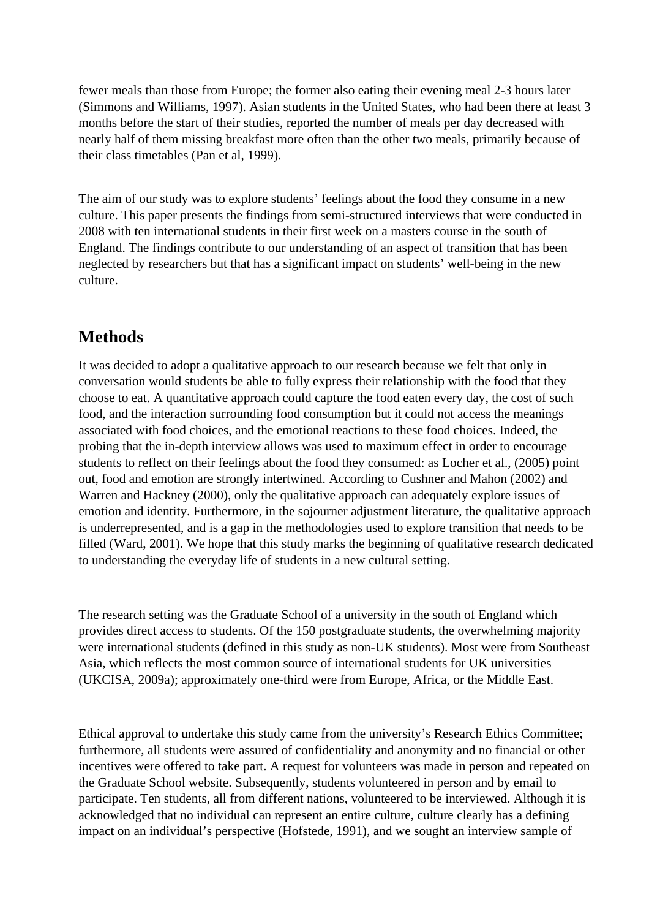fewer meals than those from Europe; the former also eating their evening meal 2-3 hours later (Simmons and Williams, 1997). Asian students in the United States, who had been there at least 3 months before the start of their studies, reported the number of meals per day decreased with nearly half of them missing breakfast more often than the other two meals, primarily because of their class timetables (Pan et al, 1999).

The aim of our study was to explore students' feelings about the food they consume in a new culture. This paper presents the findings from semi-structured interviews that were conducted in 2008 with ten international students in their first week on a masters course in the south of England. The findings contribute to our understanding of an aspect of transition that has been neglected by researchers but that has a significant impact on students' well-being in the new culture.

## Methods

It was decided to adopt a qualitative approach to our research because we felt that only in conversation would students be able to fully express their relationship with the food that they choose to eat. A quantitative approach could capture the food eaten every day, the cost of such food, and the interaction surrounding food consumption but it could not access the meanings associated with food choices, and the emotional reactions to these food choices. Indeed, the probing that the in-depth interview allows was used to maximum effect in order to encourage students to reflect on their feelings about the food they consumed: as Locher et al., (2005) point out, food and emotion are strongly intertwined. According to Cushner and Mahon (2002) and Warren and Hackney (2000), only the qualitative approach can adequately explore issues of emotion and identity. Furthermore, in the sojourner adjustment literature, the qualitative approach is underrepresented, and is a gap in the methodologies used to explore transition that needs to be filled (Ward, 2001). We hope that this study marks the beginning of qualitative research dedicated to understanding the everyday life of students in a new cultural setting.

The research setting was the Graduate School of a university in the south of England which provides direct access to students. Of the 150 postgraduate students, the overwhelming majority were international students (defined in this study as non-UK students). Most were from Southeast Asia, which reflects the most common source of international students for UK universities (UKCISA, 2009a); approximately one-third were from Europe, Africa, or the Middle East.

Ethical approval to undertake this study came from the university's Research Ethics Committee; furthermore, all students were assured of confidentiality and anonymity and no financial or other incentives were offered to take part. A request for volunteers was made in person and repeated on the Graduate School website. Subsequently, students volunteered in person and by email to participate. Ten students, all from different nations, volunteered to be interviewed. Although it is acknowledged that no individual can represent an entire culture, culture clearly has a defining impact on an individual's perspective (Hofstede, 1991), and we sought an interview sample of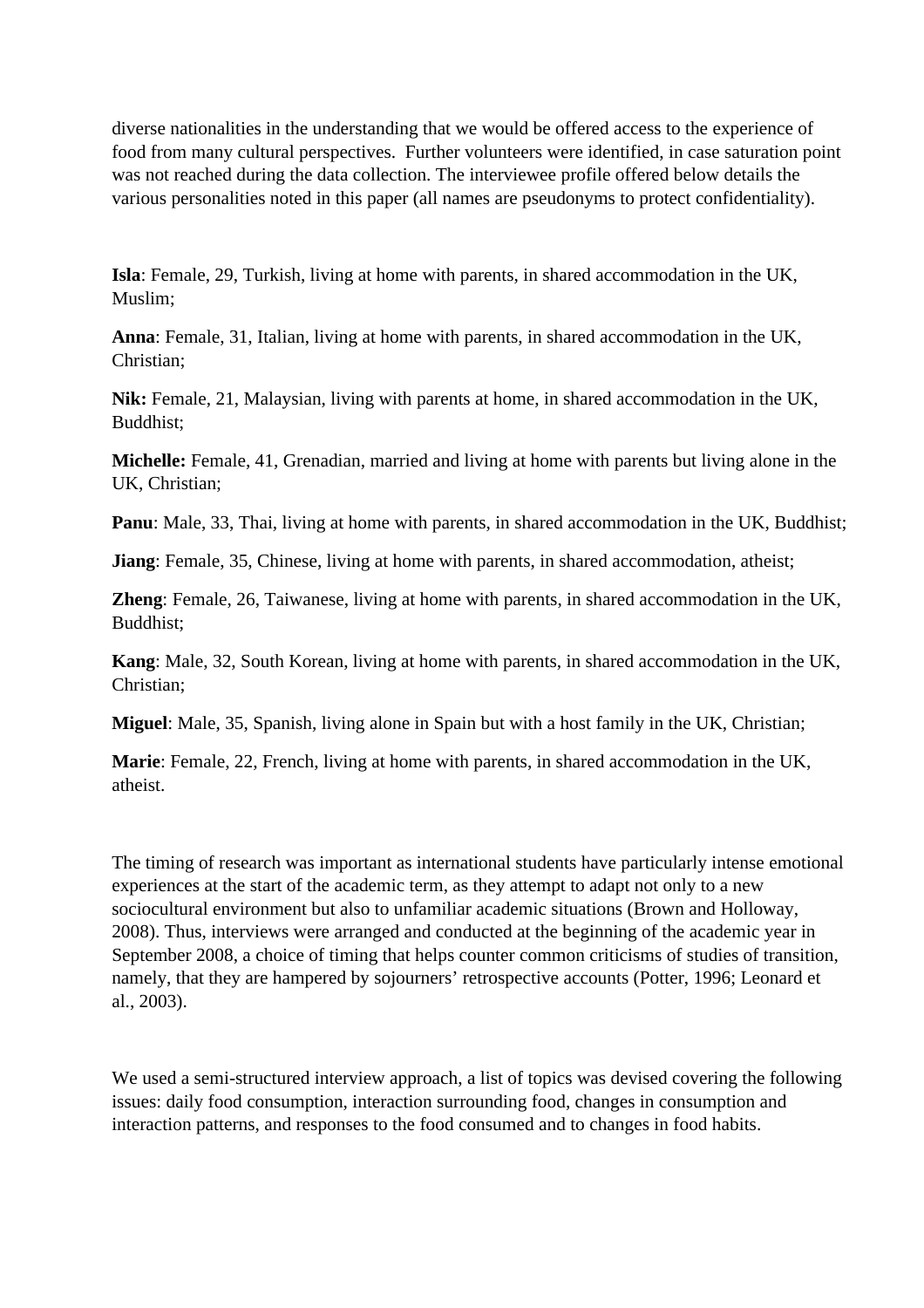diverse nationalities in the understanding that we would be offered access to the experience of food from many cultural perspectives.  Further volunteers were identified, in case saturation point was not reached during the data collection. The interviewee profile offered below details the various personalities noted in this paper (all names are pseudonyms to protect confidentiality).

**Isla**: Female, 29, Turkish, living at home with parents, in shared accommodation in the UK, Muslim;

**Anna**: Female, 31, Italian, living at home with parents, in shared accommodation in the UK, Christian;

**Nik:** Female, 21, Malaysian, living with parents at home, in shared accommodation in the UK, Buddhist;

**Michelle:** Female, 41, Grenadian, married and living at home with parents but living alone in the UK, Christian;

**Panu**: Male, 33, Thai, living at home with parents, in shared accommodation in the UK, Buddhist;

**Jiang**: Female, 35, Chinese, living at home with parents, in shared accommodation, atheist;

**Zheng**: Female, 26, Taiwanese, living at home with parents, in shared accommodation in the UK, Buddhist;

**Kang**: Male, 32, South Korean, living at home with parents, in shared accommodation in the UK, Christian;

**Miguel**: Male, 35, Spanish, living alone in Spain but with a host family in the UK, Christian;

**Marie**: Female, 22, French, living at home with parents, in shared accommodation in the UK, atheist.

The timing of research was important as international students have particularly intense emotional experiences at the start of the academic term, as they attempt to adapt not only to a new sociocultural environment but also to unfamiliar academic situations (Brown and Holloway, 2008). Thus, interviews were arranged and conducted at the beginning of the academic year in September 2008, a choice of timing that helps counter common criticisms of studies of transition, namely, that they are hampered by sojourners' retrospective accounts (Potter, 1996; Leonard et al., 2003).

We used a semi-structured interview approach, a list of topics was devised covering the following issues: daily food consumption, interaction surrounding food, changes in consumption and interaction patterns, and responses to the food consumed and to changes in food habits.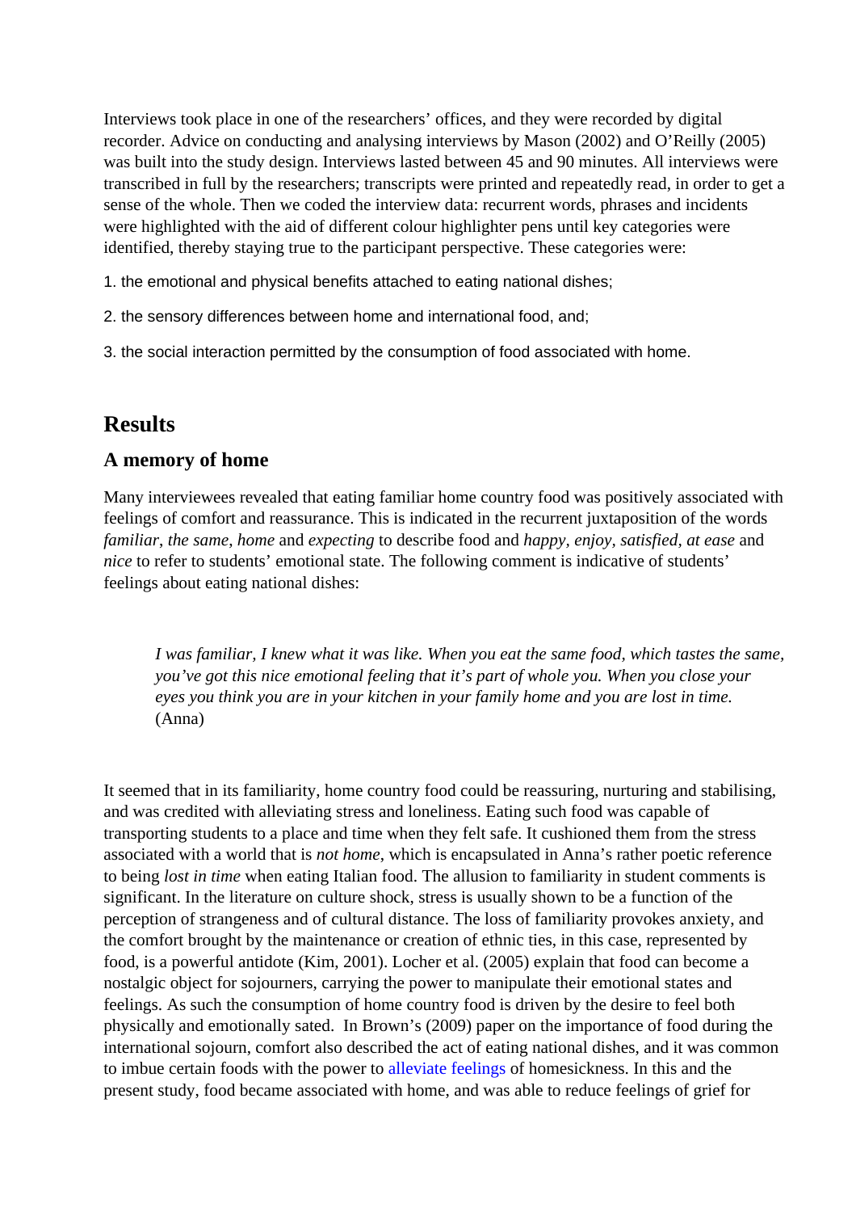Interviews took place in one of the researchers' offices, and they were recorded by digital recorder. Advice on conducting and analysing interviews by Mason (2002) and O'Reilly (2005) was built into the study design. Interviews lasted between 45 and 90 minutes. All interviews were transcribed in full by the researchers; transcripts were printed and repeatedly read, in order to get a sense of the whole. Then we coded the interview data: recurrent words, phrases and incidents were highlighted with the aid of different colour highlighter pens until key categories were identified, thereby staying true to the participant perspective. These categories were:

1. the emotional and physical benefits attached to eating national dishes;

2. the sensory differences between home and international food, and;

3. the social interaction permitted by the consumption of food associated with home.

## Results

### A memory of home

Many interviewees revealed that eating familiar home country food was positively associated with feelings of comfort and reassurance. This is indicated in the recurrent juxtaposition of the words *familiar*, *the same*, *home* and *expecting* to describe food and *happy, enjoy, satisfied, at ease* and *nice* to refer to students' emotional state. The following comment is indicative of students' feelings about eating national dishes:

> *I was familiar, I knew what it was like. When you eat the same food, which tastes the same, you've got this nice emotional feeling that it's part of whole you. When you close your eyes you think you are in your kitchen in your family home and you are lost in time.* (Anna)

It seemed that in its familiarity, home country food could be reassuring, nurturing and stabilising, and was credited with alleviating stress and loneliness. Eating such food was capable of transporting students to a place and time when they felt safe. It cushioned them from the stress associated with a world that is *not home*, which is encapsulated in Anna's rather poetic reference to being *lost in time* when eating Italian food. The allusion to familiarity in student comments is significant. In the literature on culture shock, stress is usually shown to be a function of the perception of strangeness and of cultural distance. The loss of familiarity provokes anxiety, and the comfort brought by the maintenance or creation of ethnic ties, in this case, represented by food, is a powerful antidote (Kim, 2001). Locher et al. (2005) explain that food can become a nostalgic object for sojourners, carrying the power to manipulate their emotional states and feelings. As such the consumption of home country food is driven by the desire to feel both physically and emotionally sated. In Brown's (2009) paper on the importance of food during the international sojourn, comfort also described the act of eating national dishes, and it was common to imbue certain foods with the power to alleviate feelings of homesickness. In this and the present study, food became associated with home, and was able to reduce feelings of grief for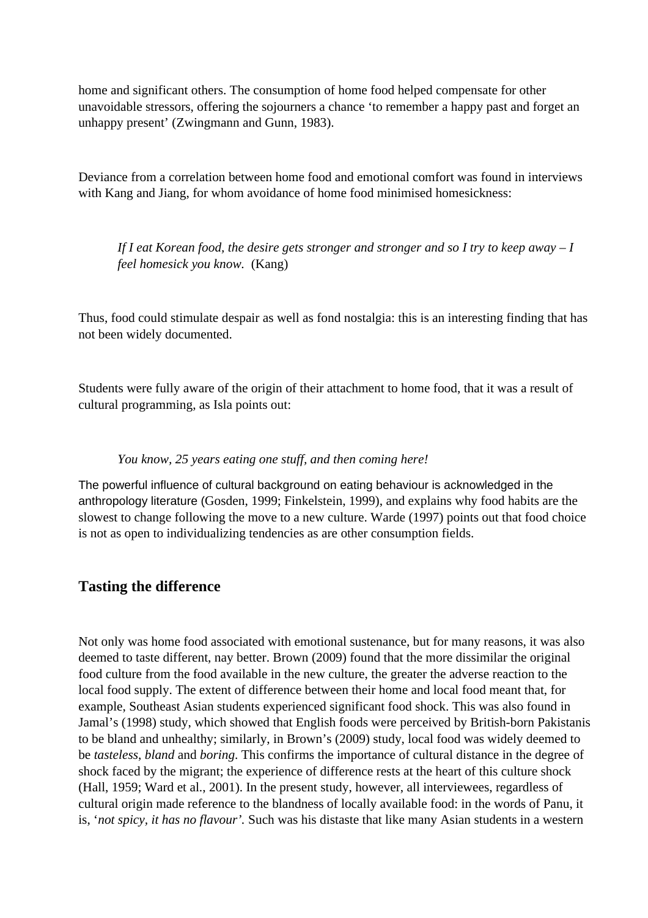home and significant others. The consumption of home food helped compensate for other unavoidable stressors, offering the sojourners a chance 'to remember a happy past and forget an unhappy present' (Zwingmann and Gunn, 1983).

Deviance from a correlation between home food and emotional comfort was found in interviews with Kang and Jiang, for whom avoidance of home food minimised homesickness:

> *If I eat Korean food, the desire gets stronger and stronger and so I try to keep away – I feel homesick you know.* (Kang)

Thus, food could stimulate despair as well as fond nostalgia: this is an interesting finding that has not been widely documented.

Students were fully aware of the origin of their attachment to home food, that it was a result of cultural programming, as Isla points out:

> *You know, 25 years eating one stuff, and then coming here!*

The powerful influence of cultural background on eating behaviour is acknowledged in the anthropology literature (Gosden, 1999; Finkelstein, 1999), and explains why food habits are the slowest to change following the move to a new culture. Warde (1997) points out that food choice is not as open to individualizing tendencies as are other consumption fields.

## Tasting the difference

Not only was home food associated with emotional sustenance, but for many reasons, it was also deemed to taste different, nay better. Brown (2009) found that the more dissimilar the original food culture from the food available in the new culture, the greater the adverse reaction to the local food supply. The extent of difference between their home and local food meant that, for example, Southeast Asian students experienced significant food shock. This was also found in Jamal's (1998) study, which showed that English foods were perceived by British-born Pakistanis to be bland and unhealthy; similarly, in Brown's (2009) study, local food was widely deemed to be *tasteless*, *bland* and *boring*. This confirms the importance of cultural distance in the degree of shock faced by the migrant; the experience of difference rests at the heart of this culture shock (Hall, 1959; Ward et al., 2001). In the present study, however, all interviewees, regardless of cultural origin made reference to the blandness of locally available food: in the words of Panu, it is, '*not spicy, it has no flavour'*. Such was his distaste that like many Asian students in a western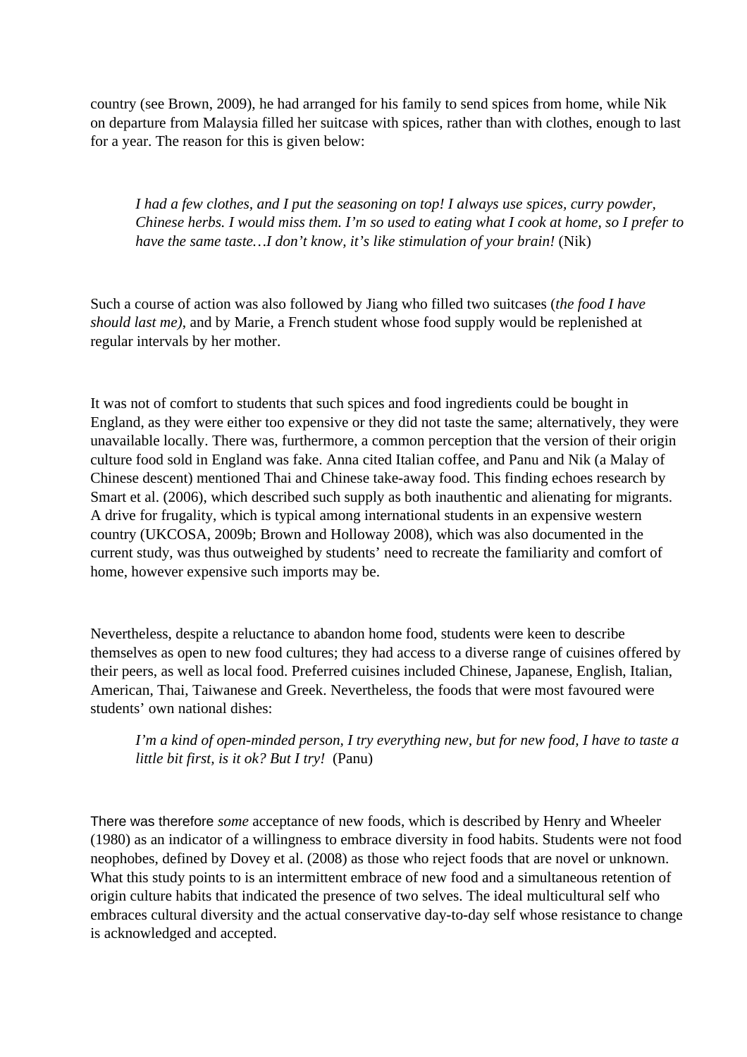country (see Brown, 2009), he had arranged for his family to send spices from home, while Nik on departure from Malaysia filled her suitcase with spices, rather than with clothes, enough to last for a year. The reason for this is given below:

> *I had a few clothes, and I put the seasoning on top! I always use spices, curry powder, Chinese herbs. I would miss them. I'm so used to eating what I cook at home, so I prefer to have the same taste…I don't know, it's like stimulation of your brain!* (Nik)

Such a course of action was also followed by Jiang who filled two suitcases (*the food I have should last me)*, and by Marie, a French student whose food supply would be replenished at regular intervals by her mother.

It was not of comfort to students that such spices and food ingredients could be bought in England, as they were either too expensive or they did not taste the same; alternatively, they were unavailable locally. There was, furthermore, a common perception that the version of their origin culture food sold in England was fake. Anna cited Italian coffee, and Panu and Nik (a Malay of Chinese descent) mentioned Thai and Chinese take-away food. This finding echoes research by Smart et al. (2006), which described such supply as both inauthentic and alienating for migrants. A drive for frugality, which is typical among international students in an expensive western country (UKCOSA, 2009b; Brown and Holloway 2008), which was also documented in the current study, was thus outweighed by students' need to recreate the familiarity and comfort of home, however expensive such imports may be.

Nevertheless, despite a reluctance to abandon home food, students were keen to describe themselves as open to new food cultures; they had access to a diverse range of cuisines offered by their peers, as well as local food. Preferred cuisines included Chinese, Japanese, English, Italian, American, Thai, Taiwanese and Greek. Nevertheless, the foods that were most favoured were students' own national dishes:

> *I'm a kind of open-minded person, I try everything new, but for new food, I have to taste a little bit first, is it ok? But I try!* (Panu)

There was therefore *some* acceptance of new foods, which is described by Henry and Wheeler (1980) as an indicator of a willingness to embrace diversity in food habits. Students were not food neophobes, defined by Dovey et al. (2008) as those who reject foods that are novel or unknown. What this study points to is an intermittent embrace of new food and a simultaneous retention of origin culture habits that indicated the presence of two selves. The ideal multicultural self who embraces cultural diversity and the actual conservative day-to-day self whose resistance to change is acknowledged and accepted.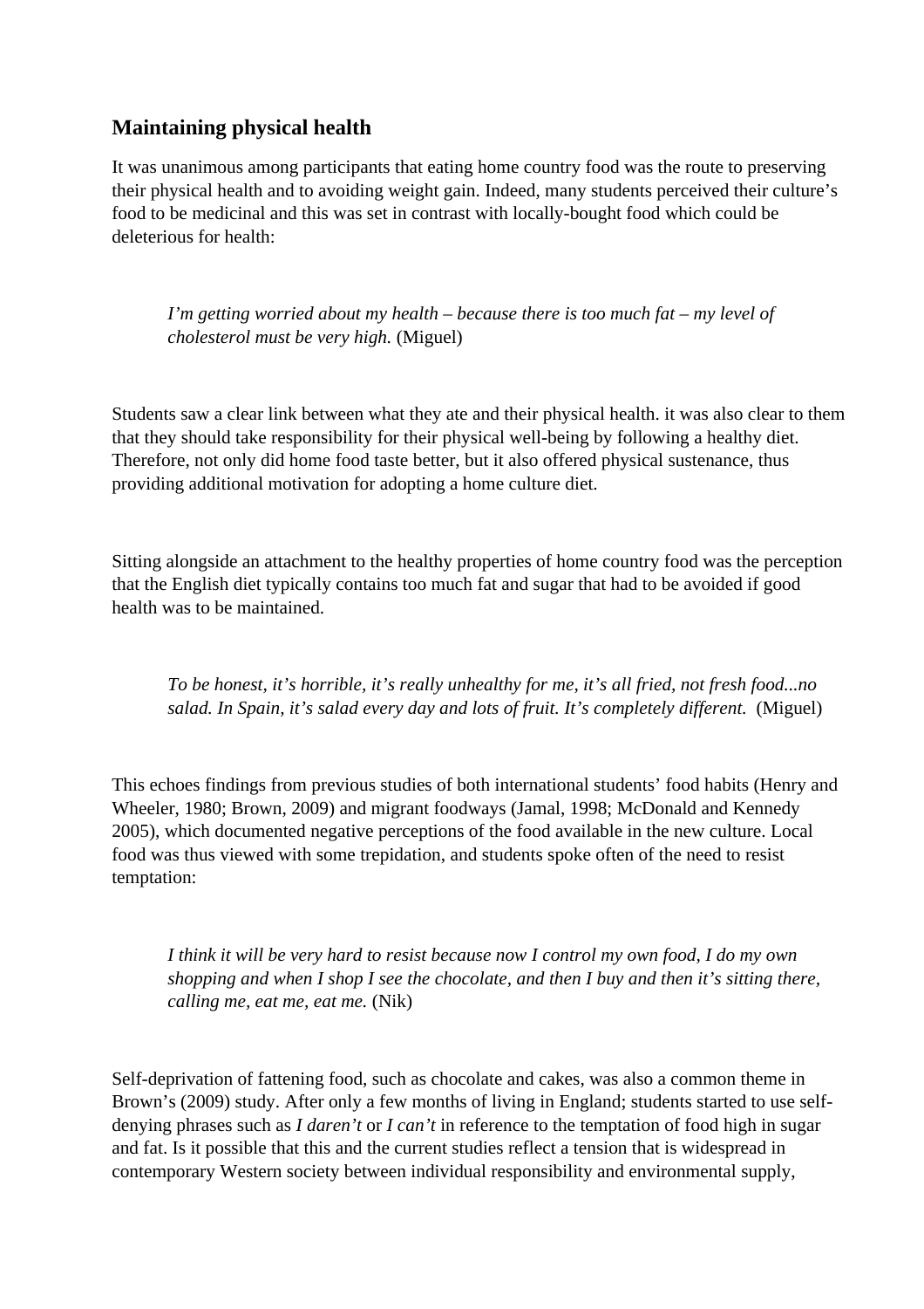## Maintaining physical health

It was unanimous among participants that eating home country food was the route to preserving their physical health and to avoiding weight gain. Indeed, many students perceived their culture's food to be medicinal and this was set in contrast with locally-bought food which could be deleterious for health:

> *I'm getting worried about my health – because there is too much fat – my level of cholesterol must be very high.* (Miguel)

Students saw a clear link between what they ate and their physical health. it was also clear to them that they should take responsibility for their physical well-being by following a healthy diet. Therefore, not only did home food taste better, but it also offered physical sustenance, thus providing additional motivation for adopting a home culture diet.

Sitting alongside an attachment to the healthy properties of home country food was the perception that the English diet typically contains too much fat and sugar that had to be avoided if good health was to be maintained.

> *To be honest, it's horrible, it's really unhealthy for me, it's all fried, not fresh food...no salad. In Spain, it's salad every day and lots of fruit. It's completely different.* (Miguel)

This echoes findings from previous studies of both international students' food habits (Henry and Wheeler, 1980; Brown, 2009) and migrant foodways (Jamal, 1998; McDonald and Kennedy 2005), which documented negative perceptions of the food available in the new culture. Local food was thus viewed with some trepidation, and students spoke often of the need to resist temptation:

> *I think it will be very hard to resist because now I control my own food, I do my own shopping and when I shop I see the chocolate, and then I buy and then it's sitting there, calling me, eat me, eat me.* (Nik)

Self-deprivation of fattening food, such as chocolate and cakes, was also a common theme in Brown's (2009) study. After only a few months of living in England; students started to use self-denying phrases such as *I daren't* or *I can't* in reference to the temptation of food high in sugar and fat. Is it possible that this and the current studies reflect a tension that is widespread in contemporary Western society between individual responsibility and environmental supply,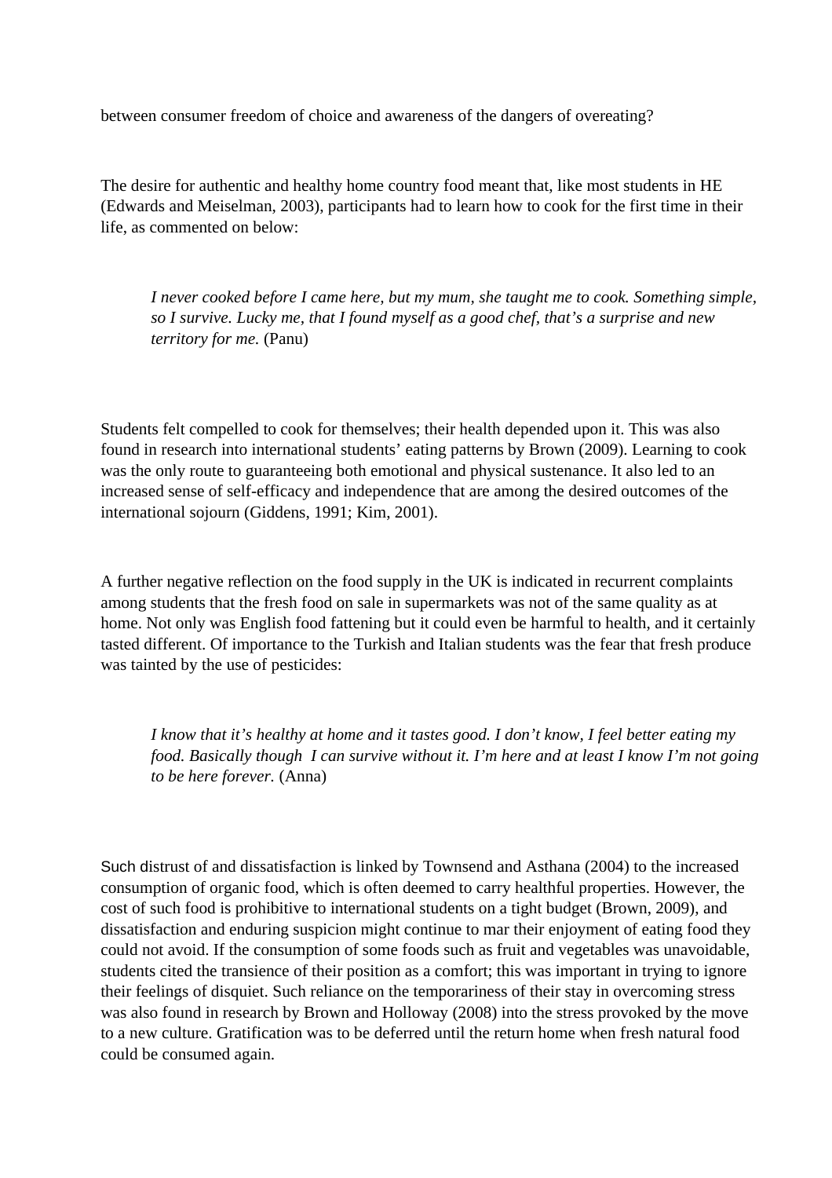between consumer freedom of choice and awareness of the dangers of overeating?

The desire for authentic and healthy home country food meant that, like most students in HE (Edwards and Meiselman, 2003), participants had to learn how to cook for the first time in their life, as commented on below:

> *I never cooked before I came here, but my mum, she taught me to cook. Something simple, so I survive. Lucky me, that I found myself as a good chef, that's a surprise and new territory for me.* (Panu)

Students felt compelled to cook for themselves; their health depended upon it. This was also found in research into international students' eating patterns by Brown (2009). Learning to cook was the only route to guaranteeing both emotional and physical sustenance. It also led to an increased sense of self-efficacy and independence that are among the desired outcomes of the international sojourn (Giddens, 1991; Kim, 2001).

A further negative reflection on the food supply in the UK is indicated in recurrent complaints among students that the fresh food on sale in supermarkets was not of the same quality as at home. Not only was English food fattening but it could even be harmful to health, and it certainly tasted different. Of importance to the Turkish and Italian students was the fear that fresh produce was tainted by the use of pesticides:

> *I know that it's healthy at home and it tastes good. I don't know, I feel better eating my food. Basically though I can survive without it. I'm here and at least I know I'm not going to be here forever.* (Anna)

Such distrust of and dissatisfaction is linked by Townsend and Asthana (2004) to the increased consumption of organic food, which is often deemed to carry healthful properties. However, the cost of such food is prohibitive to international students on a tight budget (Brown, 2009), and dissatisfaction and enduring suspicion might continue to mar their enjoyment of eating food they could not avoid. If the consumption of some foods such as fruit and vegetables was unavoidable, students cited the transience of their position as a comfort; this was important in trying to ignore their feelings of disquiet. Such reliance on the temporariness of their stay in overcoming stress was also found in research by Brown and Holloway (2008) into the stress provoked by the move to a new culture. Gratification was to be deferred until the return home when fresh natural food could be consumed again.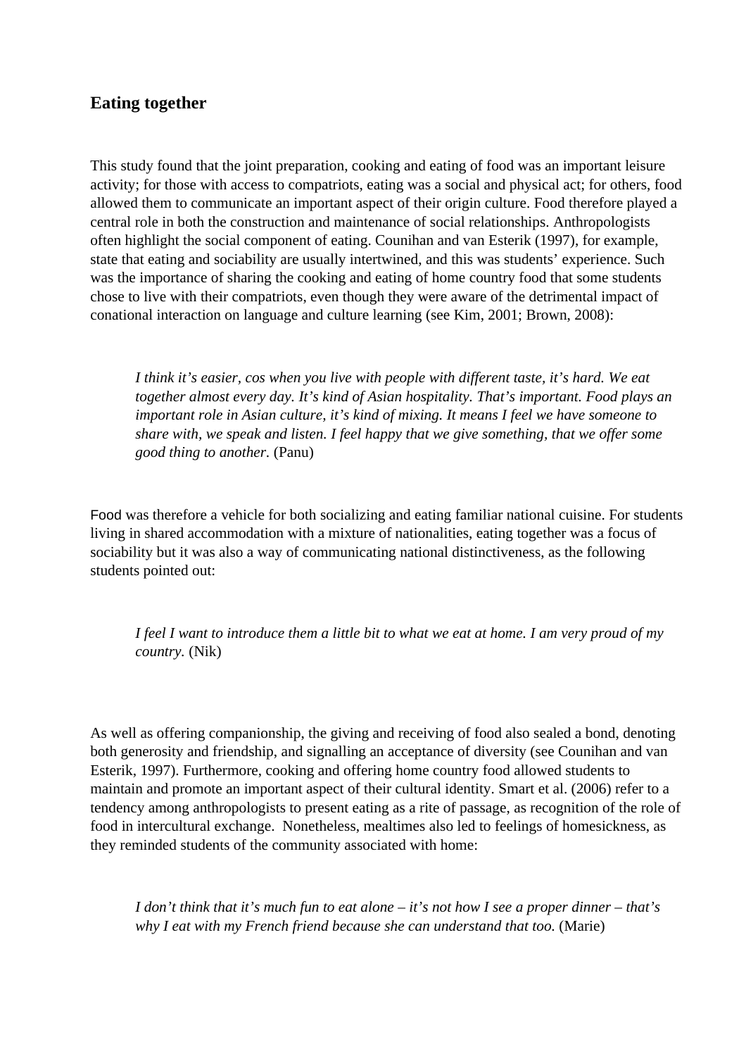### Eating together

This study found that the joint preparation, cooking and eating of food was an important leisure activity; for those with access to compatriots, eating was a social and physical act; for others, food allowed them to communicate an important aspect of their origin culture. Food therefore played a central role in both the construction and maintenance of social relationships. Anthropologists often highlight the social component of eating. Counihan and van Esterik (1997), for example, state that eating and sociability are usually intertwined, and this was students' experience. Such was the importance of sharing the cooking and eating of home country food that some students chose to live with their compatriots, even though they were aware of the detrimental impact of conational interaction on language and culture learning (see Kim, 2001; Brown, 2008):

> *I think it's easier, cos when you live with people with different taste, it's hard. We eat together almost every day. It's kind of Asian hospitality. That's important. Food plays an important role in Asian culture, it's kind of mixing. It means I feel we have someone to share with, we speak and listen. I feel happy that we give something, that we offer some good thing to another.* (Panu)

Food was therefore a vehicle for both socializing and eating familiar national cuisine. For students living in shared accommodation with a mixture of nationalities, eating together was a focus of sociability but it was also a way of communicating national distinctiveness, as the following students pointed out:

> *I feel I want to introduce them a little bit to what we eat at home. I am very proud of my country.* (Nik)

As well as offering companionship, the giving and receiving of food also sealed a bond, denoting both generosity and friendship, and signalling an acceptance of diversity (see Counihan and van Esterik, 1997). Furthermore, cooking and offering home country food allowed students to maintain and promote an important aspect of their cultural identity. Smart et al. (2006) refer to a tendency among anthropologists to present eating as a rite of passage, as recognition of the role of food in intercultural exchange. Nonetheless, mealtimes also led to feelings of homesickness, as they reminded students of the community associated with home:

> *I don't think that it's much fun to eat alone – it's not how I see a proper dinner – that's why I eat with my French friend because she can understand that too.* (Marie)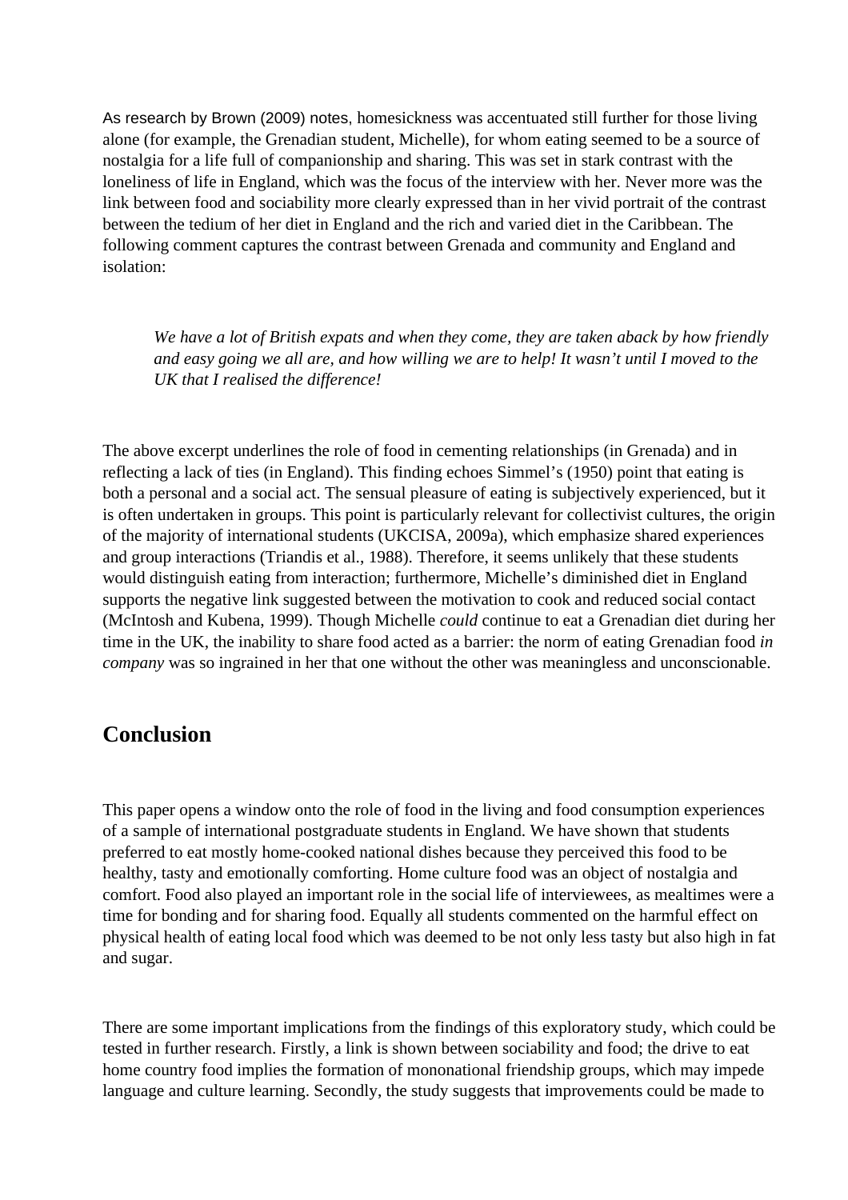As research by Brown (2009) notes, homesickness was accentuated still further for those living alone (for example, the Grenadian student, Michelle), for whom eating seemed to be a source of nostalgia for a life full of companionship and sharing. This was set in stark contrast with the loneliness of life in England, which was the focus of the interview with her. Never more was the link between food and sociability more clearly expressed than in her vivid portrait of the contrast between the tedium of her diet in England and the rich and varied diet in the Caribbean. The following comment captures the contrast between Grenada and community and England and isolation:

> *We have a lot of British expats and when they come, they are taken aback by how friendly and easy going we all are, and how willing we are to help! It wasn't until I moved to the UK that I realised the difference!*

The above excerpt underlines the role of food in cementing relationships (in Grenada) and in reflecting a lack of ties (in England). This finding echoes Simmel's (1950) point that eating is both a personal and a social act. The sensual pleasure of eating is subjectively experienced, but it is often undertaken in groups. This point is particularly relevant for collectivist cultures, the origin of the majority of international students (UKCISA, 2009a), which emphasize shared experiences and group interactions (Triandis et al., 1988). Therefore, it seems unlikely that these students would distinguish eating from interaction; furthermore, Michelle's diminished diet in England supports the negative link suggested between the motivation to cook and reduced social contact (McIntosh and Kubena, 1999). Though Michelle *could* continue to eat a Grenadian diet during her time in the UK, the inability to share food acted as a barrier: the norm of eating Grenadian food *in company* was so ingrained in her that one without the other was meaningless and unconscionable.

## Conclusion

This paper opens a window onto the role of food in the living and food consumption experiences of a sample of international postgraduate students in England. We have shown that students preferred to eat mostly home-cooked national dishes because they perceived this food to be healthy, tasty and emotionally comforting. Home culture food was an object of nostalgia and comfort. Food also played an important role in the social life of interviewees, as mealtimes were a time for bonding and for sharing food. Equally all students commented on the harmful effect on physical health of eating local food which was deemed to be not only less tasty but also high in fat and sugar.

There are some important implications from the findings of this exploratory study, which could be tested in further research. Firstly, a link is shown between sociability and food; the drive to eat home country food implies the formation of mononational friendship groups, which may impede language and culture learning. Secondly, the study suggests that improvements could be made to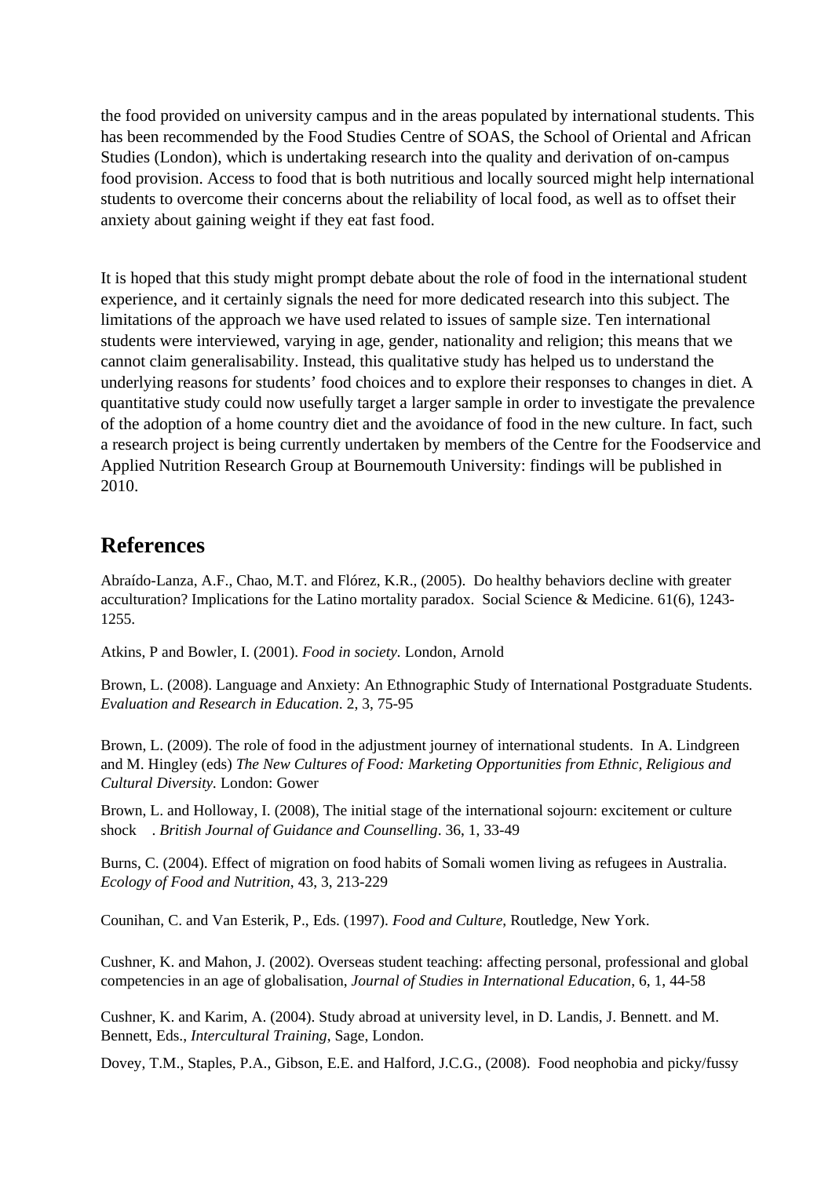the food provided on university campus and in the areas populated by international students. This has been recommended by the Food Studies Centre of SOAS, the School of Oriental and African Studies (London), which is undertaking research into the quality and derivation of on-campus food provision. Access to food that is both nutritious and locally sourced might help international students to overcome their concerns about the reliability of local food, as well as to offset their anxiety about gaining weight if they eat fast food.

It is hoped that this study might prompt debate about the role of food in the international student experience, and it certainly signals the need for more dedicated research into this subject. The limitations of the approach we have used related to issues of sample size. Ten international students were interviewed, varying in age, gender, nationality and religion; this means that we cannot claim generalisability. Instead, this qualitative study has helped us to understand the underlying reasons for students' food choices and to explore their responses to changes in diet. A quantitative study could now usefully target a larger sample in order to investigate the prevalence of the adoption of a home country diet and the avoidance of food in the new culture. In fact, such a research project is being currently undertaken by members of the Centre for the Foodservice and Applied Nutrition Research Group at Bournemouth University: findings will be published in 2010.

## References

Abraído-Lanza, A.F., Chao, M.T. and Flórez, K.R., (2005). Do healthy behaviors decline with greater acculturation? Implications for the Latino mortality paradox. Social Science & Medicine. 61(6), 1243-1255.

Atkins, P and Bowler, I. (2001). *Food in society.* London, Arnold

Brown, L. (2008). Language and Anxiety: An Ethnographic Study of International Postgraduate Students. *Evaluation and Research in Education*. 2, 3, 75-95

Brown, L. (2009). The role of food in the adjustment journey of international students. In A. Lindgreen and M. Hingley (eds) *The New Cultures of Food: Marketing Opportunities from Ethnic, Religious and Cultural Diversity.* London: Gower

Brown, L. and Holloway, I. (2008), The initial stage of the international sojourn: excitement or culture shock . *British Journal of Guidance and Counselling*. 36, 1, 33-49

Burns, C. (2004). Effect of migration on food habits of Somali women living as refugees in Australia. *Ecology of Food and Nutrition*, 43, 3, 213-229

Counihan, C. and Van Esterik, P., Eds. (1997). *Food and Culture*, Routledge, New York.

Cushner, K. and Mahon, J. (2002). Overseas student teaching: affecting personal, professional and global competencies in an age of globalisation, *Journal of Studies in International Education*, 6, 1, 44-58

Cushner, K. and Karim, A. (2004). Study abroad at university level, in D. Landis, J. Bennett. and M. Bennett, Eds., *Intercultural Training*, Sage, London.

Dovey, T.M., Staples, P.A., Gibson, E.E. and Halford, J.C.G., (2008). Food neophobia and picky/fussy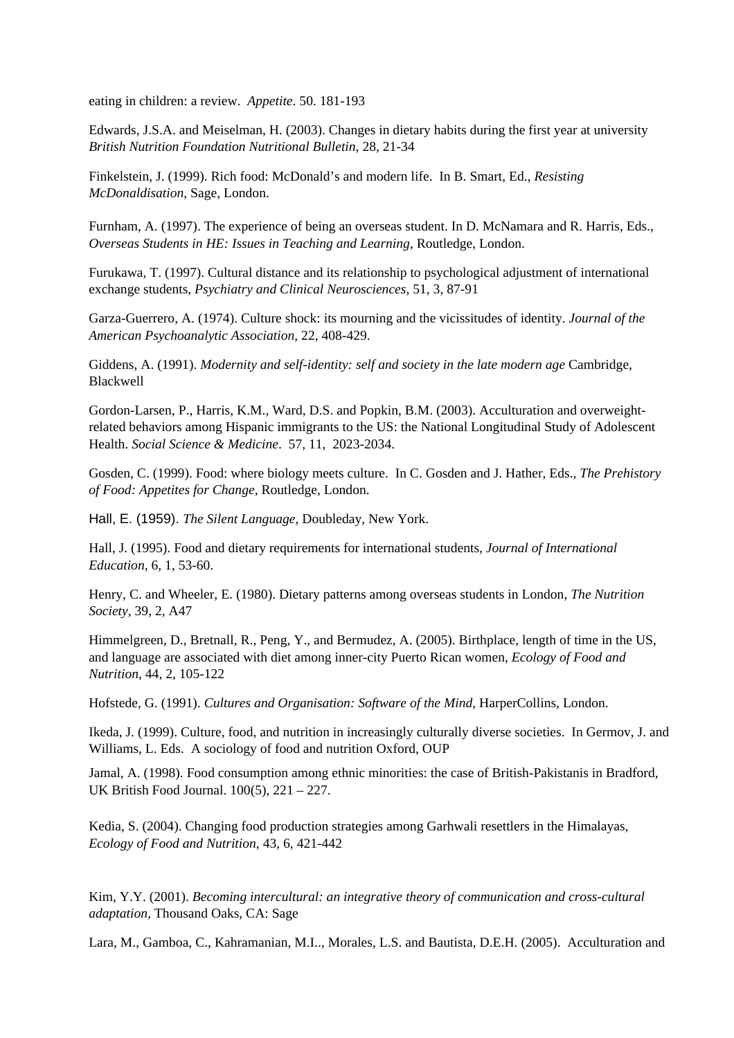eating in children: a review. *Appetite*. 50. 181-193

Edwards, J.S.A. and Meiselman, H. (2003). Changes in dietary habits during the first year at university *British Nutrition Foundation Nutritional Bulletin*, 28, 21-34

Finkelstein, J. (1999). Rich food: McDonald's and modern life. In B. Smart, Ed., *Resisting McDonaldisation*, Sage, London.

Furnham, A. (1997). The experience of being an overseas student. In D. McNamara and R. Harris, Eds., *Overseas Students in HE: Issues in Teaching and Learning*, Routledge, London.

Furukawa, T. (1997). Cultural distance and its relationship to psychological adjustment of international exchange students, *Psychiatry and Clinical Neurosciences*, 51, 3, 87-91

Garza-Guerrero, A. (1974). Culture shock: its mourning and the vicissitudes of identity. *Journal of the American Psychoanalytic Association*, 22, 408-429.

Giddens, A. (1991). *Modernity and self-identity: self and society in the late modern age* Cambridge, Blackwell

Gordon-Larsen, P., Harris, K.M., Ward, D.S. and Popkin, B.M. (2003). Acculturation and overweight-related behaviors among Hispanic immigrants to the US: the National Longitudinal Study of Adolescent Health. *Social Science & Medicine*. 57, 11, 2023-2034.

Gosden, C. (1999). Food: where biology meets culture. In C. Gosden and J. Hather, Eds., *The Prehistory of Food: Appetites for Change*, Routledge, London.

Hall, E. (1959). *The Silent Language*, Doubleday, New York.

Hall, J. (1995). Food and dietary requirements for international students, *Journal of International Education*, 6, 1, 53-60.

Henry, C. and Wheeler, E. (1980). Dietary patterns among overseas students in London, *The Nutrition Society*, 39, 2, A47

Himmelgreen, D., Bretnall, R., Peng, Y., and Bermudez, A. (2005). Birthplace, length of time in the US, and language are associated with diet among inner-city Puerto Rican women, *Ecology of Food and Nutrition*, 44, 2, 105-122

Hofstede, G. (1991). *Cultures and Organisation: Software of the Mind*, HarperCollins, London.

Ikeda, J. (1999). Culture, food, and nutrition in increasingly culturally diverse societies. In Germov, J. and Williams, L. Eds. A sociology of food and nutrition Oxford, OUP

Jamal, A. (1998). Food consumption among ethnic minorities: the case of British-Pakistanis in Bradford, UK British Food Journal. 100(5), 221 – 227.

Kedia, S. (2004). Changing food production strategies among Garhwali resettlers in the Himalayas, *Ecology of Food and Nutrition*, 43, 6, 421-442

Kim, Y.Y. (2001). *Becoming intercultural: an integrative theory of communication and cross-cultural adaptation*, Thousand Oaks, CA: Sage

Lara, M., Gamboa, C., Kahramanian, M.I.., Morales, L.S. and Bautista, D.E.H. (2005). Acculturation and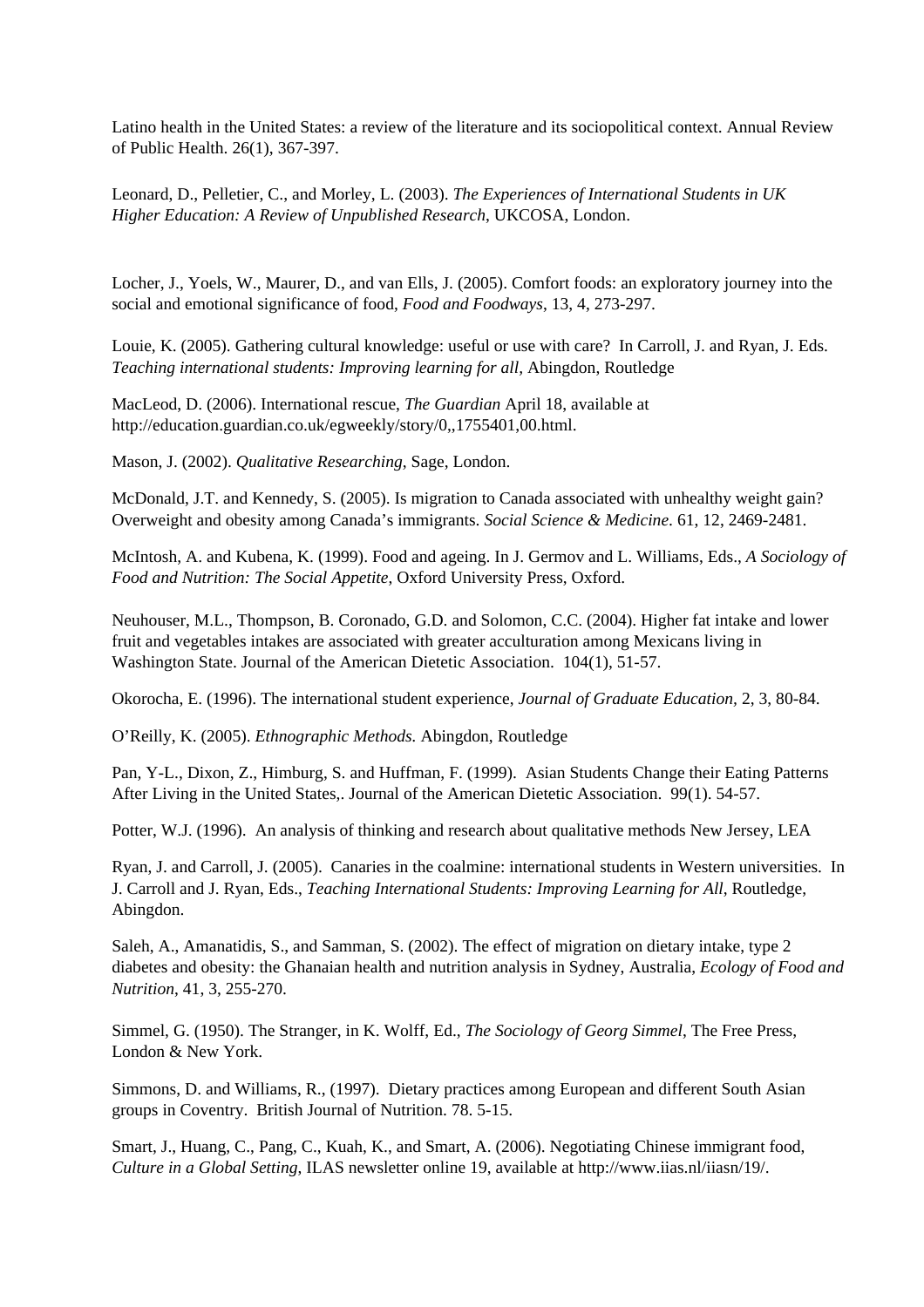Latino health in the United States: a review of the literature and its sociopolitical context. Annual Review of Public Health. 26(1), 367-397.

Leonard, D., Pelletier, C., and Morley, L. (2003). *The Experiences of International Students in UK Higher Education: A Review of Unpublished Research*, UKCOSA, London.

Locher, J., Yoels, W., Maurer, D., and van Ells, J. (2005). Comfort foods: an exploratory journey into the social and emotional significance of food, *Food and Foodways*, 13, 4, 273-297.

Louie, K. (2005). Gathering cultural knowledge: useful or use with care? In Carroll, J. and Ryan, J. Eds. *Teaching international students: Improving learning for all*, Abingdon, Routledge

MacLeod, D. (2006). International rescue, *The Guardian* April 18, available at http://education.guardian.co.uk/egweekly/story/0,,1755401,00.html.

Mason, J. (2002). *Qualitative Researching*, Sage, London.

McDonald, J.T. and Kennedy, S. (2005). Is migration to Canada associated with unhealthy weight gain? Overweight and obesity among Canada's immigrants. *Social Science & Medicine*. 61, 12, 2469-2481.

McIntosh, A. and Kubena, K. (1999). Food and ageing. In J. Germov and L. Williams, Eds., *A Sociology of Food and Nutrition: The Social Appetite*, Oxford University Press, Oxford.

Neuhouser, M.L., Thompson, B. Coronado, G.D. and Solomon, C.C. (2004). Higher fat intake and lower fruit and vegetables intakes are associated with greater acculturation among Mexicans living in Washington State. Journal of the American Dietetic Association. 104(1), 51-57.

Okorocha, E. (1996). The international student experience, *Journal of Graduate Education,* 2, 3, 80-84.

O'Reilly, K. (2005). *Ethnographic Methods.* Abingdon, Routledge

Pan, Y-L., Dixon, Z., Himburg, S. and Huffman, F. (1999). Asian Students Change their Eating Patterns After Living in the United States,. Journal of the American Dietetic Association. 99(1). 54-57.

Potter, W.J. (1996). An analysis of thinking and research about qualitative methods New Jersey, LEA

Ryan, J. and Carroll, J. (2005). Canaries in the coalmine: international students in Western universities. In J. Carroll and J. Ryan, Eds., *Teaching International Students: Improving Learning for All*, Routledge, Abingdon.

Saleh, A., Amanatidis, S., and Samman, S. (2002). The effect of migration on dietary intake, type 2 diabetes and obesity: the Ghanaian health and nutrition analysis in Sydney, Australia, *Ecology of Food and Nutrition*, 41, 3, 255-270.

Simmel, G. (1950). The Stranger, in K. Wolff, Ed., *The Sociology of Georg Simmel*, The Free Press, London & New York.

Simmons, D. and Williams, R., (1997). Dietary practices among European and different South Asian groups in Coventry. British Journal of Nutrition. 78. 5-15.

Smart, J., Huang, C., Pang, C., Kuah, K., and Smart, A. (2006). Negotiating Chinese immigrant food, *Culture in a Global Setting*, ILAS newsletter online 19, available at http://www.iias.nl/iiasn/19/.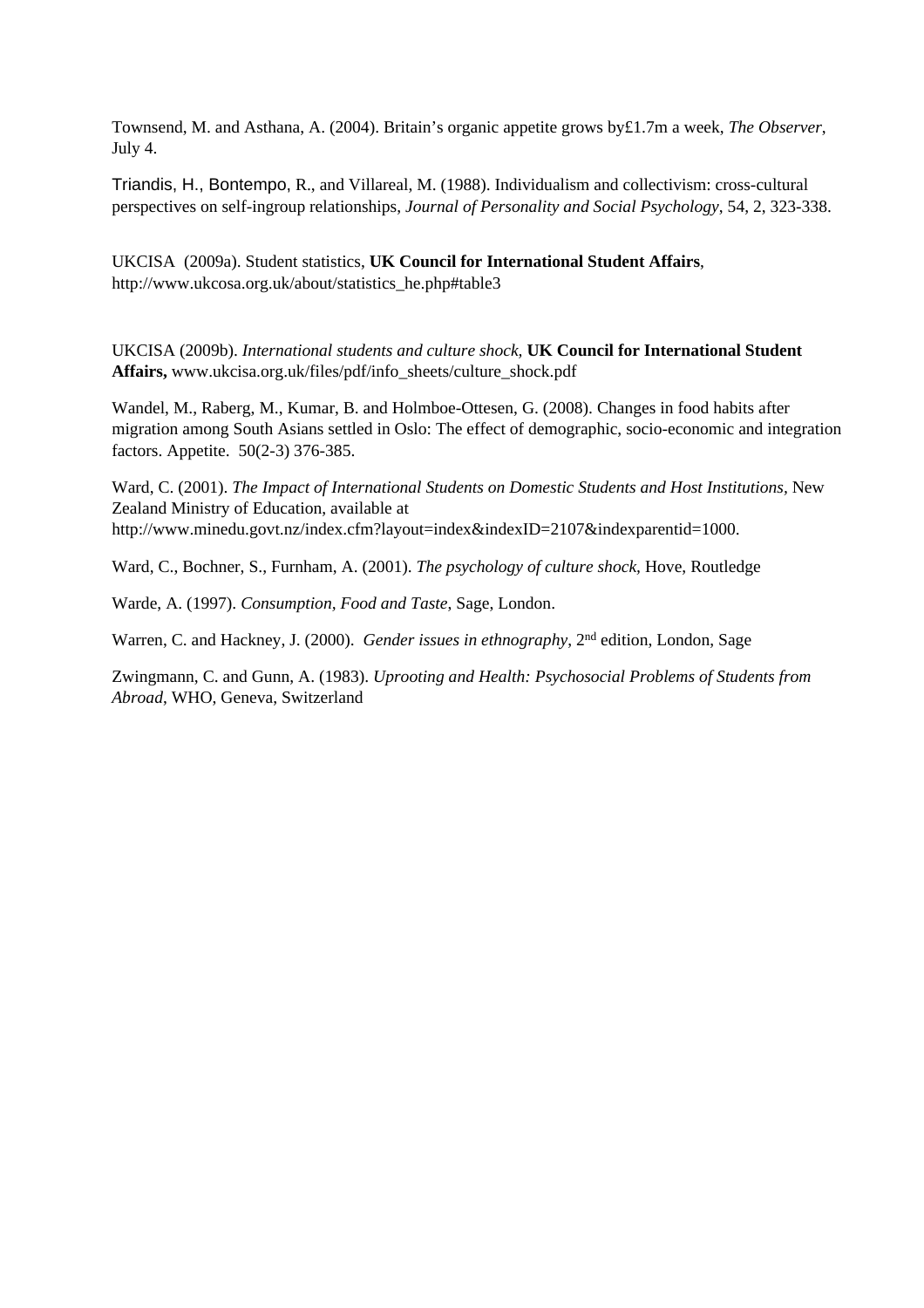Townsend, M. and Asthana, A. (2004). Britain's organic appetite grows by£1.7m a week, *The Observer*, July 4.

Triandis, H., Bontempo, R., and Villareal, M. (1988). Individualism and collectivism: cross-cultural perspectives on self-ingroup relationships, *Journal of Personality and Social Psychology*, 54, 2, 323-338.

UKCISA (2009a). Student statistics, **UK Council for International Student Affairs**, http://www.ukcosa.org.uk/about/statistics_he.php#table3

UKCISA (2009b). *International students and culture shock,* **UK Council for International Student Affairs,** www.ukcisa.org.uk/files/pdf/info_sheets/culture_shock.pdf

Wandel, M., Raberg, M., Kumar, B. and Holmboe-Ottesen, G. (2008). Changes in food habits after migration among South Asians settled in Oslo: The effect of demographic, socio-economic and integration factors. Appetite. 50(2-3) 376-385.

Ward, C. (2001). *The Impact of International Students on Domestic Students and Host Institutions*, New Zealand Ministry of Education, available at http://www.minedu.govt.nz/index.cfm?layout=index&indexID=2107&indexparentid=1000.

Ward, C., Bochner, S., Furnham, A. (2001). *The psychology of culture shock*, Hove, Routledge

Warde, A. (1997). *Consumption, Food and Taste*, Sage, London.

Warren, C. and Hackney, J. (2000). *Gender issues in ethnography*, 2nd edition, London, Sage

Zwingmann, C. and Gunn, A. (1983). *Uprooting and Health: Psychosocial Problems of Students from Abroad*, WHO, Geneva, Switzerland